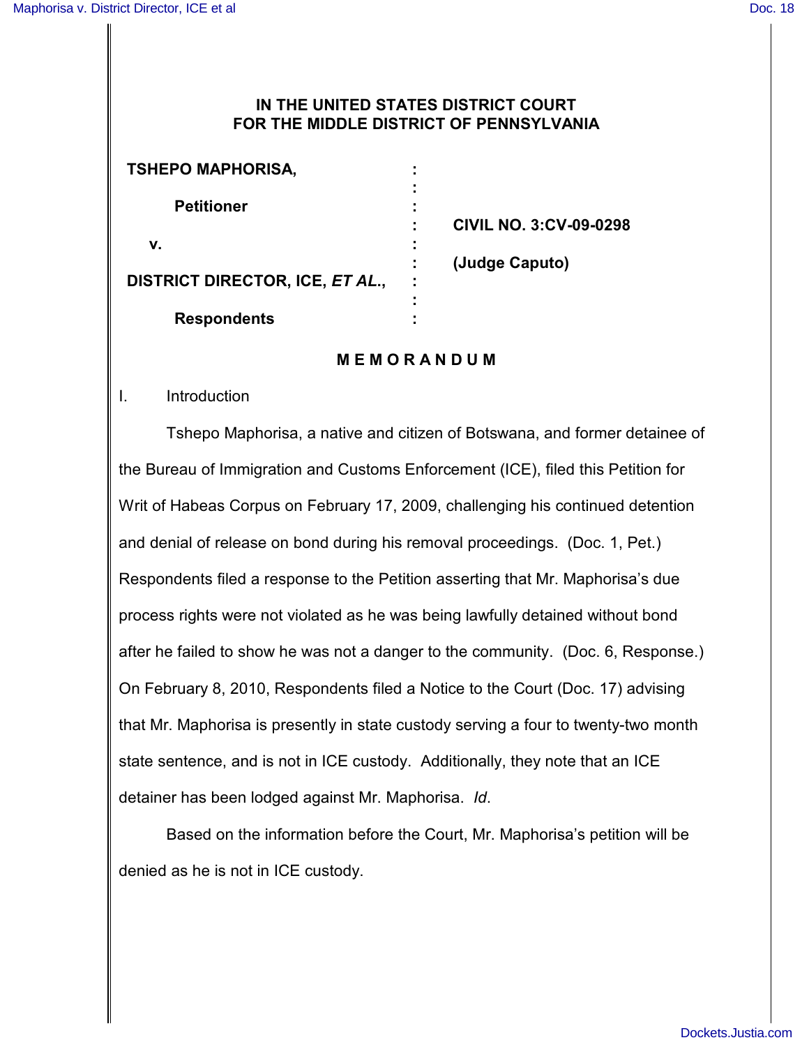# IN THE UNITED STATES DISTRICT COURT FOR THE MIDDLE DISTRICT OF PENNSYLVANIA

| | | |
|---|---|---|
| **TSHEPO MAPHORISA,** | : | |
| **Petitioner** | : | **CIVIL NO. 3:CV-09-0298** |
| **v.** | : | **(Judge Caputo)** |
| **DISTRICT DIRECTOR, ICE, *ET AL.*,** | : | |
| **Respondents** | : | |

## M E M O R A N D U M

I. Introduction

Tshepo Maphorisa, a native and citizen of Botswana, and former detainee of the Bureau of Immigration and Customs Enforcement (ICE), filed this Petition for Writ of Habeas Corpus on February 17, 2009, challenging his continued detention and denial of release on bond during his removal proceedings. (Doc. 1, Pet.) Respondents filed a response to the Petition asserting that Mr. Maphorisa's due process rights were not violated as he was being lawfully detained without bond after he failed to show he was not a danger to the community. (Doc. 6, Response.) On February 8, 2010, Respondents filed a Notice to the Court (Doc. 17) advising that Mr. Maphorisa is presently in state custody serving a four to twenty-two month state sentence, and is not in ICE custody. Additionally, they note that an ICE detainer has been lodged against Mr. Maphorisa. *Id*.

Based on the information before the Court, Mr. Maphorisa's petition will be denied as he is not in ICE custody.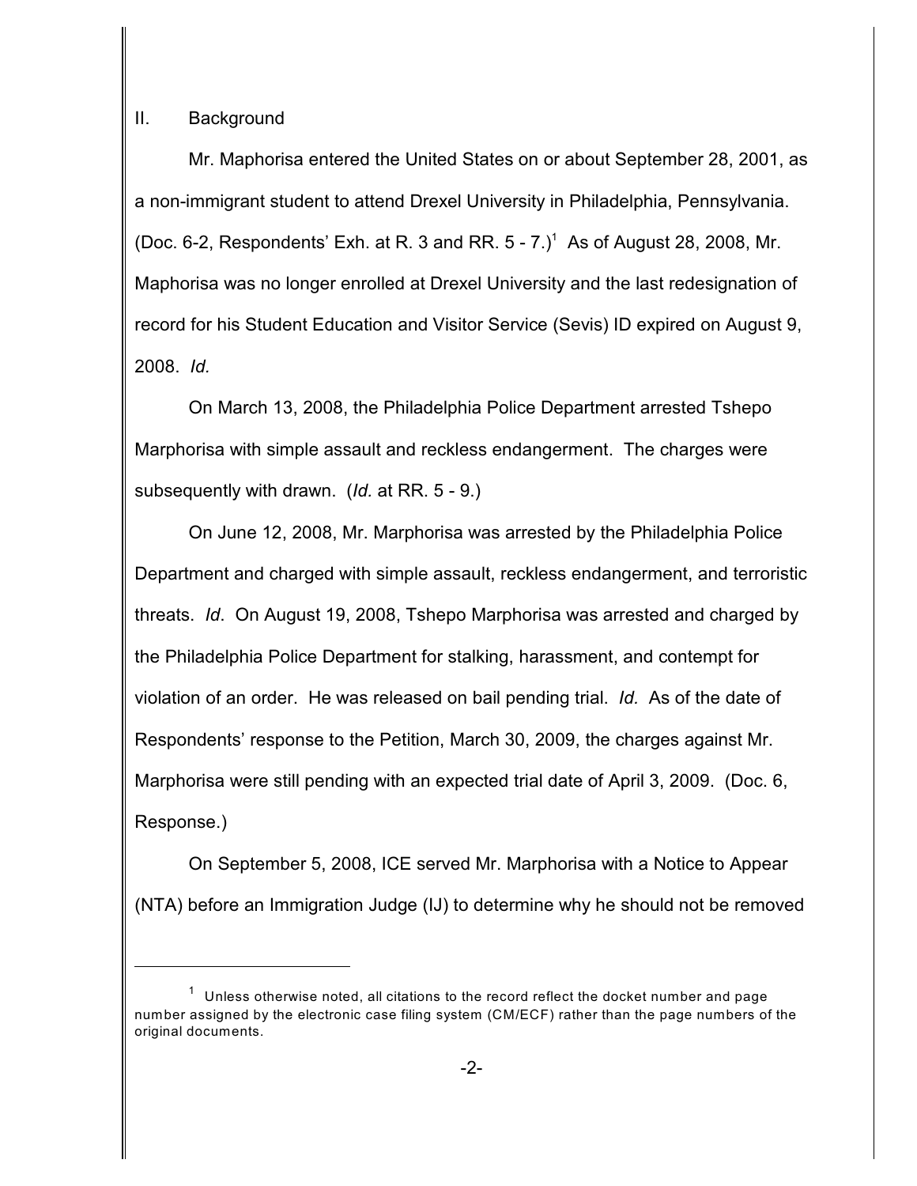## II. Background

Mr. Maphorisa entered the United States on or about September 28, 2001, as a non-immigrant student to attend Drexel University in Philadelphia, Pennsylvania. (Doc. 6-2, Respondents' Exh. at R. 3 and RR. 5 - 7.)[1] As of August 28, 2008, Mr. Maphorisa was no longer enrolled at Drexel University and the last redesignation of record for his Student Education and Visitor Service (Sevis) ID expired on August 9, 2008. *Id.*

On March 13, 2008, the Philadelphia Police Department arrested Tshepo Marphorisa with simple assault and reckless endangerment. The charges were subsequently with drawn. (*Id.* at RR. 5 - 9.)

On June 12, 2008, Mr. Marphorisa was arrested by the Philadelphia Police Department and charged with simple assault, reckless endangerment, and terroristic threats. *Id*. On August 19, 2008, Tshepo Marphorisa was arrested and charged by the Philadelphia Police Department for stalking, harassment, and contempt for violation of an order. He was released on bail pending trial. *Id.* As of the date of Respondents' response to the Petition, March 30, 2009, the charges against Mr. Marphorisa were still pending with an expected trial date of April 3, 2009. (Doc. 6, Response.)

On September 5, 2008, ICE served Mr. Marphorisa with a Notice to Appear (NTA) before an Immigration Judge (IJ) to determine why he should not be removed

---

[1] Unless otherwise noted, all citations to the record reflect the docket number and page number assigned by the electronic case filing system (CM/ECF) rather than the page numbers of the original documents.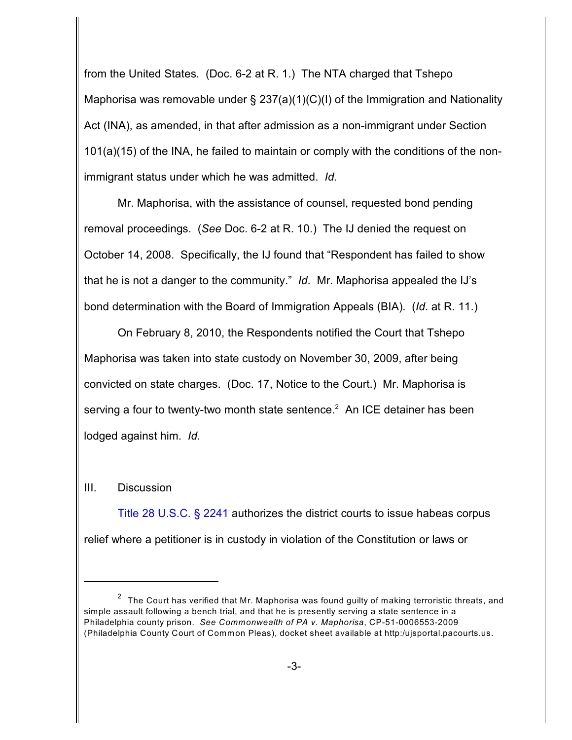from the United States. (Doc. 6-2 at R. 1.) The NTA charged that Tshepo Maphorisa was removable under § 237(a)(1)(C)(I) of the Immigration and Nationality Act (INA), as amended, in that after admission as a non-immigrant under Section 101(a)(15) of the INA, he failed to maintain or comply with the conditions of the non-immigrant status under which he was admitted. *Id.*

Mr. Maphorisa, with the assistance of counsel, requested bond pending removal proceedings. (*See* Doc. 6-2 at R. 10.) The IJ denied the request on October 14, 2008. Specifically, the IJ found that "Respondent has failed to show that he is not a danger to the community." *Id*. Mr. Maphorisa appealed the IJ's bond determination with the Board of Immigration Appeals (BIA). (*Id*. at R. 11.)

On February 8, 2010, the Respondents notified the Court that Tshepo Maphorisa was taken into state custody on November 30, 2009, after being convicted on state charges. (Doc. 17, Notice to the Court.) Mr. Maphorisa is serving a four to twenty-two month state sentence.[2] An ICE detainer has been lodged against him. *Id.*

## III. Discussion

Title 28 U.S.C. § 2241 authorizes the district courts to issue habeas corpus relief where a petitioner is in custody in violation of the Constitution or laws or

---

[2] The Court has verified that Mr. Maphorisa was found guilty of making terroristic threats, and simple assault following a bench trial, and that he is presently serving a state sentence in a Philadelphia county prison. *See Commonwealth of PA v. Maphorisa*, CP-51-0006553-2009 (Philadelphia County Court of Common Pleas), docket sheet available at http:/ujsportal.pacourts.us.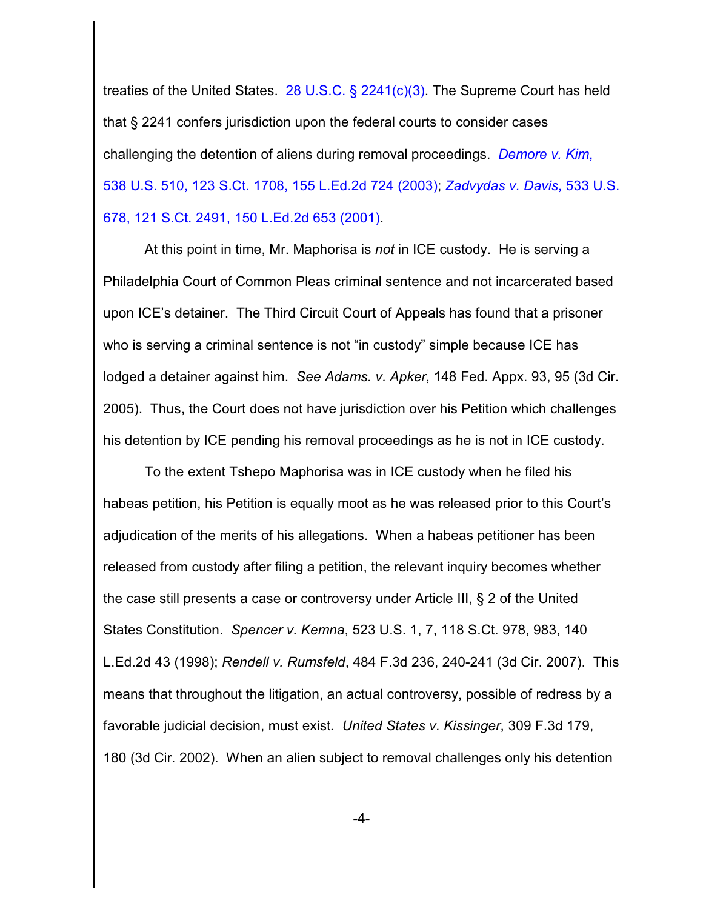treaties of the United States. 28 U.S.C. § 2241(c)(3). The Supreme Court has held that § 2241 confers jurisdiction upon the federal courts to consider cases challenging the detention of aliens during removal proceedings. *Demore v. Kim*, 538 U.S. 510, 123 S.Ct. 1708, 155 L.Ed.2d 724 (2003); *Zadvydas v. Davis*, 533 U.S. 678, 121 S.Ct. 2491, 150 L.Ed.2d 653 (2001).

At this point in time, Mr. Maphorisa is *not* in ICE custody. He is serving a Philadelphia Court of Common Pleas criminal sentence and not incarcerated based upon ICE's detainer. The Third Circuit Court of Appeals has found that a prisoner who is serving a criminal sentence is not "in custody" simple because ICE has lodged a detainer against him. *See Adams. v. Apker*, 148 Fed. Appx. 93, 95 (3d Cir. 2005). Thus, the Court does not have jurisdiction over his Petition which challenges his detention by ICE pending his removal proceedings as he is not in ICE custody.

To the extent Tshepo Maphorisa was in ICE custody when he filed his habeas petition, his Petition is equally moot as he was released prior to this Court's adjudication of the merits of his allegations. When a habeas petitioner has been released from custody after filing a petition, the relevant inquiry becomes whether the case still presents a case or controversy under Article III, § 2 of the United States Constitution. *Spencer v. Kemna*, 523 U.S. 1, 7, 118 S.Ct. 978, 983, 140 L.Ed.2d 43 (1998); *Rendell v. Rumsfeld*, 484 F.3d 236, 240-241 (3d Cir. 2007). This means that throughout the litigation, an actual controversy, possible of redress by a favorable judicial decision, must exist. *United States v. Kissinger*, 309 F.3d 179, 180 (3d Cir. 2002). When an alien subject to removal challenges only his detention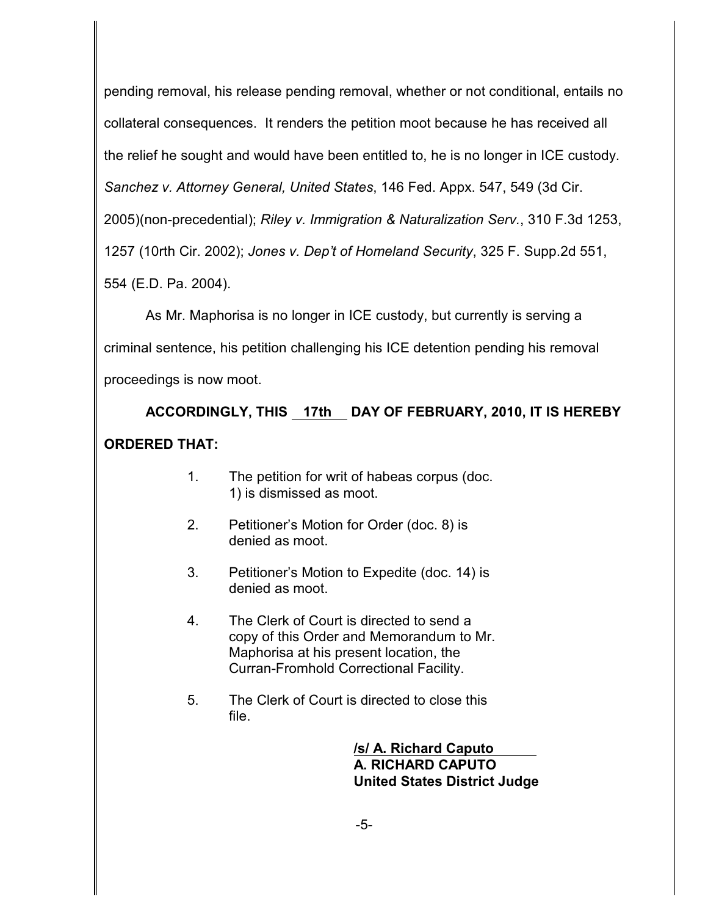pending removal, his release pending removal, whether or not conditional, entails no collateral consequences. It renders the petition moot because he has received all the relief he sought and would have been entitled to, he is no longer in ICE custody. *Sanchez v. Attorney General, United States*, 146 Fed. Appx. 547, 549 (3d Cir. 2005)(non-precedential); *Riley v. Immigration & Naturalization Serv.*, 310 F.3d 1253, 1257 (10rth Cir. 2002); *Jones v. Dep't of Homeland Security*, 325 F. Supp.2d 551, 554 (E.D. Pa. 2004).

As Mr. Maphorisa is no longer in ICE custody, but currently is serving a criminal sentence, his petition challenging his ICE detention pending his removal proceedings is now moot.

**ACCORDINGLY, THIS 17th DAY OF FEBRUARY, 2010, IT IS HEREBY ORDERED THAT:**

1. The petition for writ of habeas corpus (doc. 1) is dismissed as moot.
2. Petitioner's Motion for Order (doc. 8) is denied as moot.
3. Petitioner's Motion to Expedite (doc. 14) is denied as moot.
4. The Clerk of Court is directed to send a copy of this Order and Memorandum to Mr. Maphorisa at his present location, the Curran-Fromhold Correctional Facility.
5. The Clerk of Court is directed to close this file.

**/s/ A. Richard Caputo**
**A. RICHARD CAPUTO**
**United States District Judge**